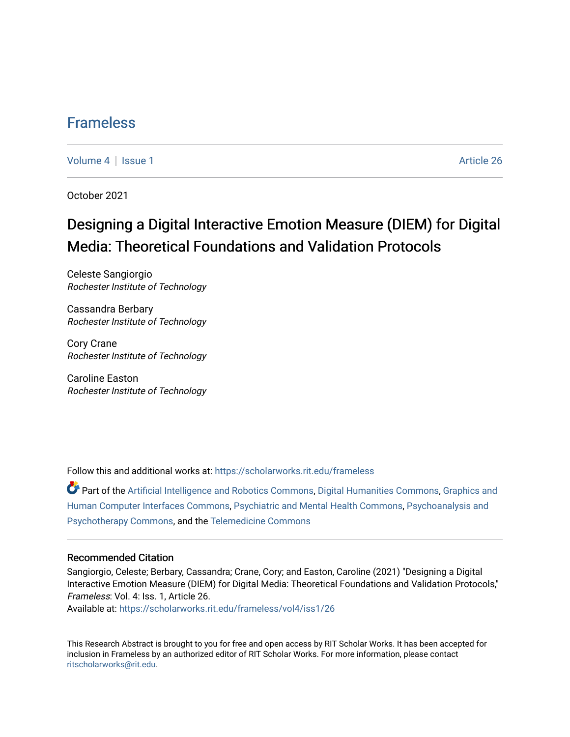# Frameless

Volume 4 | Issue 1 Article 26

October 2021

## Designing a Digital Interactive Emotion Measure (DIEM) for Digital Media: Theoretical Foundations and Validation Protocols

Celeste Sangiorgio
*Rochester Institute of Technology*

Cassandra Berbary
*Rochester Institute of Technology*

Cory Crane
*Rochester Institute of Technology*

Caroline Easton
*Rochester Institute of Technology*

Follow this and additional works at: https://scholarworks.rit.edu/frameless

Part of the Artificial Intelligence and Robotics Commons, Digital Humanities Commons, Graphics and Human Computer Interfaces Commons, Psychiatric and Mental Health Commons, Psychoanalysis and Psychotherapy Commons, and the Telemedicine Commons

### Recommended Citation

Sangiorgio, Celeste; Berbary, Cassandra; Crane, Cory; and Easton, Caroline (2021) "Designing a Digital Interactive Emotion Measure (DIEM) for Digital Media: Theoretical Foundations and Validation Protocols," *Frameless*: Vol. 4: Iss. 1, Article 26.
Available at: https://scholarworks.rit.edu/frameless/vol4/iss1/26

This Research Abstract is brought to you for free and open access by RIT Scholar Works. It has been accepted for inclusion in Frameless by an authorized editor of RIT Scholar Works. For more information, please contact ritscholarworks@rit.edu.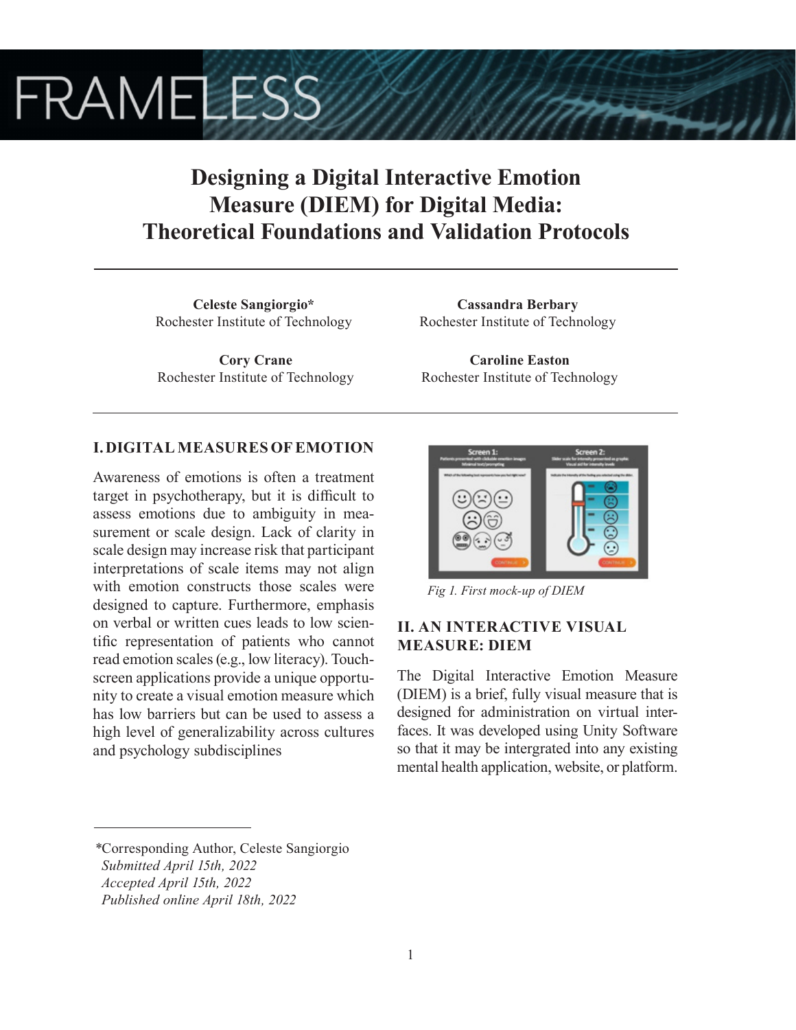# Designing a Digital Interactive Emotion Measure (DIEM) for Digital Media: Theoretical Foundations and Validation Protocols

**Celeste Sangiorgio***
Rochester Institute of Technology

**Cassandra Berbary**
Rochester Institute of Technology

**Cory Crane**
Rochester Institute of Technology

**Caroline Easton**
Rochester Institute of Technology

## I. DIGITAL MEASURES OF EMOTION

Awareness of emotions is often a treatment target in psychotherapy, but it is difficult to assess emotions due to ambiguity in measurement or scale design. Lack of clarity in scale design may increase risk that participant interpretations of scale items may not align with emotion constructs those scales were designed to capture. Furthermore, emphasis on verbal or written cues leads to low scientific representation of patients who cannot read emotion scales (e.g., low literacy). Touchscreen applications provide a unique opportunity to create a visual emotion measure which has low barriers but can be used to assess a high level of generalizability across cultures and psychology subdisciplines

*Fig 1. First mock-up of DIEM*

## II. AN INTERACTIVE VISUAL MEASURE: DIEM

The Digital Interactive Emotion Measure (DIEM) is a brief, fully visual measure that is designed for administration on virtual interfaces. It was developed using Unity Software so that it may be intergrated into any existing mental health application, website, or platform.

---

*Corresponding Author, Celeste Sangiorgio
*Submitted April 15th, 2022*
*Accepted April 15th, 2022*
*Published online April 18th, 2022*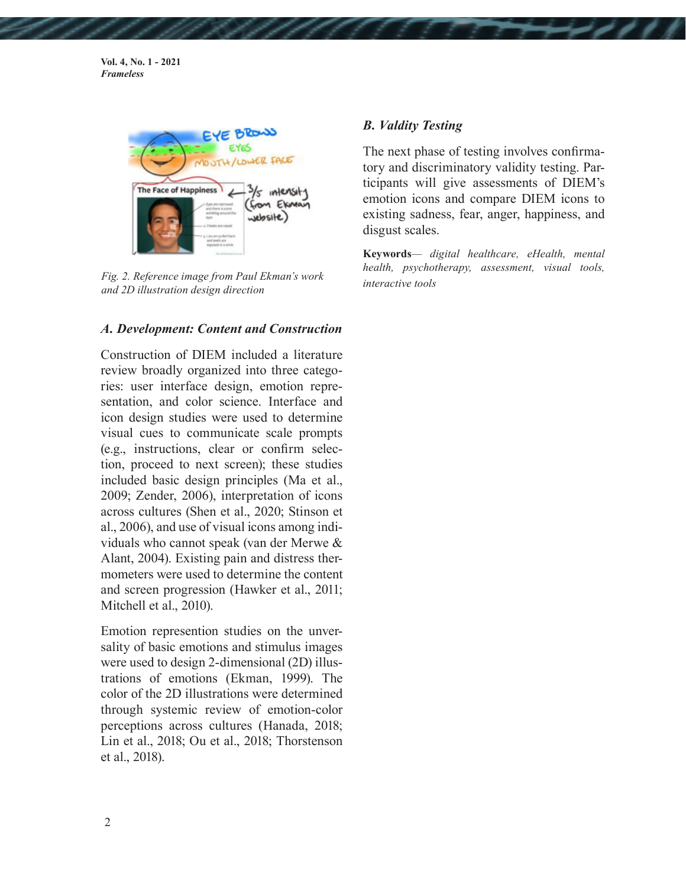Fig. 2. Reference image from Paul Ekman's work and 2D illustration design direction

### A. Development: Content and Construction

Construction of DIEM included a literature review broadly organized into three categories: user interface design, emotion representation, and color science. Interface and icon design studies were used to determine visual cues to communicate scale prompts (e.g., instructions, clear or confirm selection, proceed to next screen); these studies included basic design principles (Ma et al., 2009; Zender, 2006), interpretation of icons across cultures (Shen et al., 2020; Stinson et al., 2006), and use of visual icons among individuals who cannot speak (van der Merwe & Alant, 2004). Existing pain and distress thermometers were used to determine the content and screen progression (Hawker et al., 2011; Mitchell et al., 2010).

Emotion represention studies on the unversality of basic emotions and stimulus images were used to design 2-dimensional (2D) illustrations of emotions (Ekman, 1999). The color of the 2D illustrations were determined through systemic review of emotion-color perceptions across cultures (Hanada, 2018; Lin et al., 2018; Ou et al., 2018; Thorstenson et al., 2018).

### B. Valdity Testing

The next phase of testing involves confirmatory and discriminatory validity testing. Participants will give assessments of DIEM's emotion icons and compare DIEM icons to existing sadness, fear, anger, happiness, and disgust scales.

**Keywords**— *digital healthcare, eHealth, mental health, psychotherapy, assessment, visual tools, interactive tools*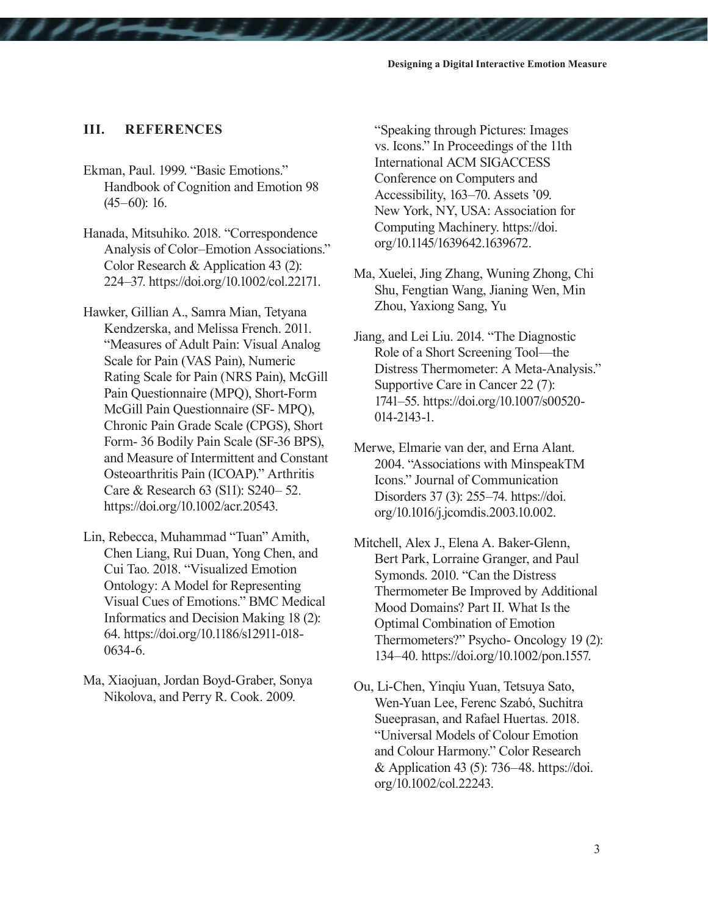## III. REFERENCES

Ekman, Paul. 1999. "Basic Emotions." Handbook of Cognition and Emotion 98 (45–60): 16.

Hanada, Mitsuhiko. 2018. "Correspondence Analysis of Color–Emotion Associations." Color Research & Application 43 (2): 224–37. https://doi.org/10.1002/col.22171.

Hawker, Gillian A., Samra Mian, Tetyana Kendzerska, and Melissa French. 2011. "Measures of Adult Pain: Visual Analog Scale for Pain (VAS Pain), Numeric Rating Scale for Pain (NRS Pain), McGill Pain Questionnaire (MPQ), Short-Form McGill Pain Questionnaire (SF- MPQ), Chronic Pain Grade Scale (CPGS), Short Form- 36 Bodily Pain Scale (SF-36 BPS), and Measure of Intermittent and Constant Osteoarthritis Pain (ICOAP)." Arthritis Care & Research 63 (S11): S240– 52. https://doi.org/10.1002/acr.20543.

Lin, Rebecca, Muhammad "Tuan" Amith, Chen Liang, Rui Duan, Yong Chen, and Cui Tao. 2018. "Visualized Emotion Ontology: A Model for Representing Visual Cues of Emotions." BMC Medical Informatics and Decision Making 18 (2): 64. https://doi.org/10.1186/s12911-018-0634-6.

Ma, Xiaojuan, Jordan Boyd-Graber, Sonya Nikolova, and Perry R. Cook. 2009. "Speaking through Pictures: Images vs. Icons." In Proceedings of the 11th International ACM SIGACCESS Conference on Computers and Accessibility, 163–70. Assets '09. New York, NY, USA: Association for Computing Machinery. https://doi.org/10.1145/1639642.1639672.

Ma, Xuelei, Jing Zhang, Wuning Zhong, Chi Shu, Fengtian Wang, Jianing Wen, Min Zhou, Yaxiong Sang, Yu

Jiang, and Lei Liu. 2014. "The Diagnostic Role of a Short Screening Tool—the Distress Thermometer: A Meta-Analysis." Supportive Care in Cancer 22 (7): 1741–55. https://doi.org/10.1007/s00520-014-2143-1.

Merwe, Elmarie van der, and Erna Alant. 2004. "Associations with MinspeakTM Icons." Journal of Communication Disorders 37 (3): 255–74. https://doi.org/10.1016/j.jcomdis.2003.10.002.

Mitchell, Alex J., Elena A. Baker-Glenn, Bert Park, Lorraine Granger, and Paul Symonds. 2010. "Can the Distress Thermometer Be Improved by Additional Mood Domains? Part II. What Is the Optimal Combination of Emotion Thermometers?" Psycho- Oncology 19 (2): 134–40. https://doi.org/10.1002/pon.1557.

Ou, Li-Chen, Yinqiu Yuan, Tetsuya Sato, Wen-Yuan Lee, Ferenc Szabó, Suchitra Sueeprasan, and Rafael Huertas. 2018. "Universal Models of Colour Emotion and Colour Harmony." Color Research & Application 43 (5): 736–48. https://doi.org/10.1002/col.22243.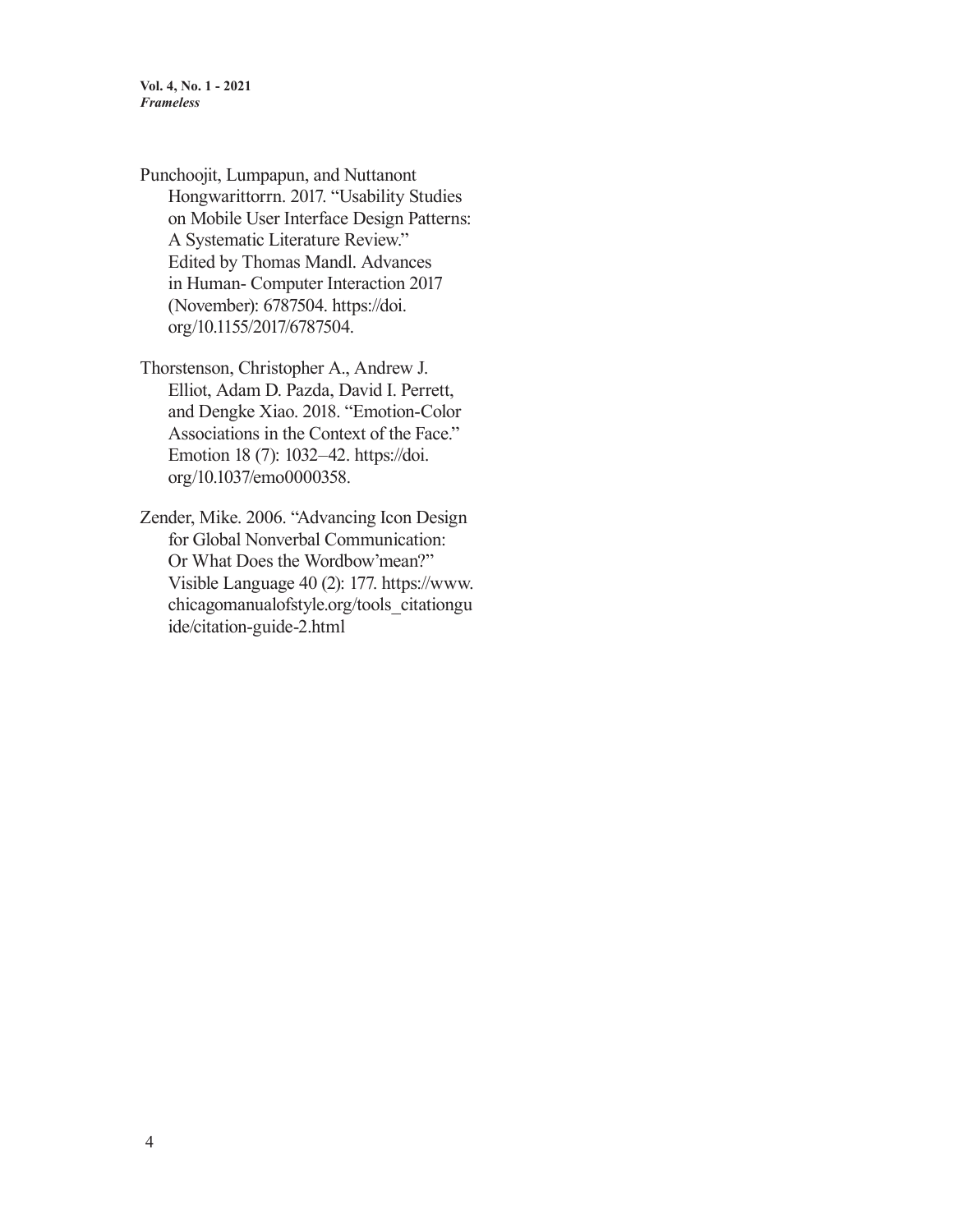Punchoojit, Lumpapun, and Nuttanont Hongwarittorrn. 2017. "Usability Studies on Mobile User Interface Design Patterns: A Systematic Literature Review." Edited by Thomas Mandl. Advances in Human- Computer Interaction 2017 (November): 6787504. https://doi.org/10.1155/2017/6787504.

Thorstenson, Christopher A., Andrew J. Elliot, Adam D. Pazda, David I. Perrett, and Dengke Xiao. 2018. "Emotion-Color Associations in the Context of the Face." Emotion 18 (7): 1032–42. https://doi.org/10.1037/emo0000358.

Zender, Mike. 2006. "Advancing Icon Design for Global Nonverbal Communication: Or What Does the Wordbow'mean?" Visible Language 40 (2): 177. https://www.chicagomanualofstyle.org/tools_citationguide/citation-guide-2.html